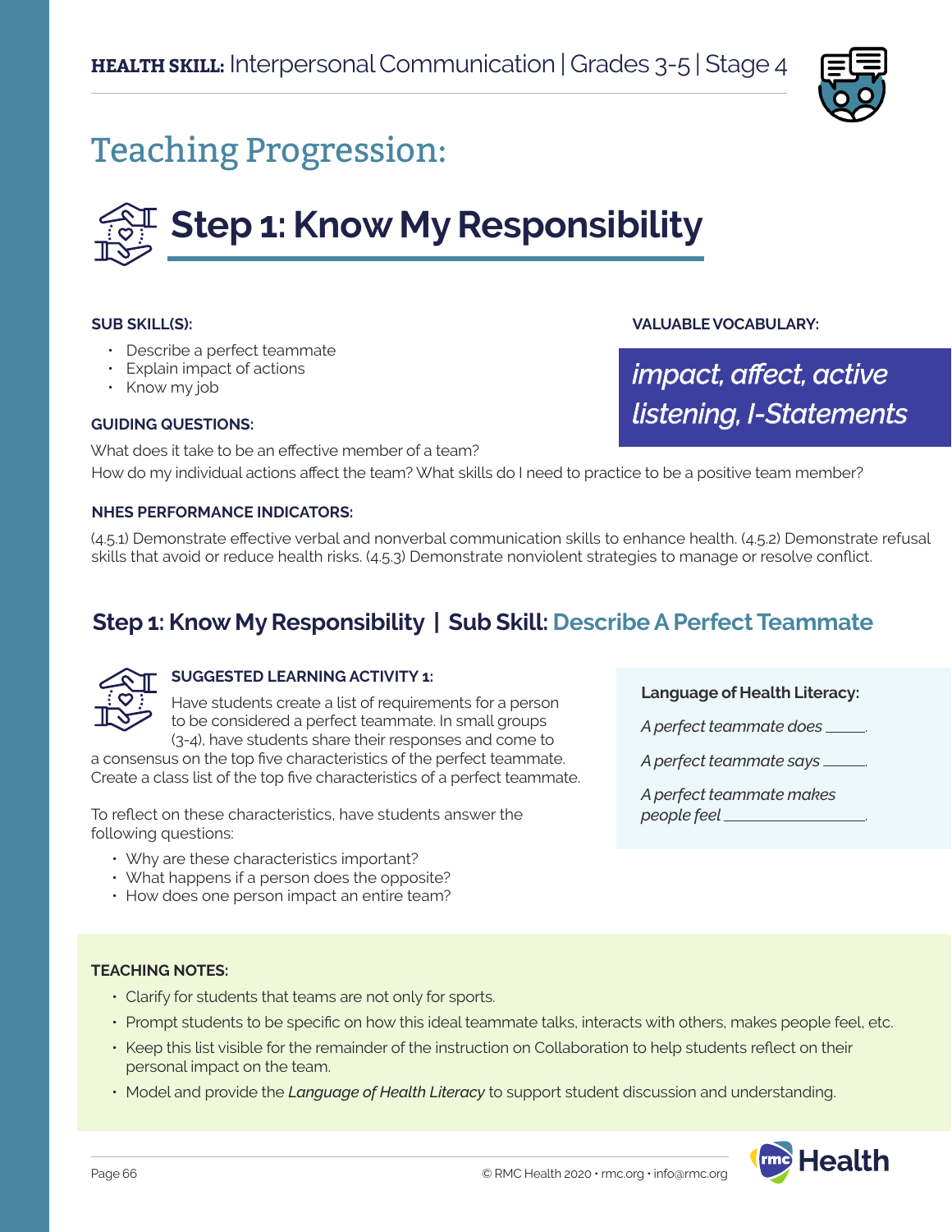**HEALTH SKILL:** Interpersonal Communication | Grades 3-5 | Stage 4

# Teaching Progression:

## Step 1: Know My Responsibility

**SUB SKILL(S):**

- Describe a perfect teammate
- Explain impact of actions
- Know my job

**VALUABLE VOCABULARY:**

*impact, affect, active listening, I-Statements*

**GUIDING QUESTIONS:**

What does it take to be an effective member of a team?
How do my individual actions affect the team? What skills do I need to practice to be a positive team member?

**NHES PERFORMANCE INDICATORS:**

(4.5.1) Demonstrate effective verbal and nonverbal communication skills to enhance health. (4.5.2) Demonstrate refusal skills that avoid or reduce health risks. (4.5.3) Demonstrate nonviolent strategies to manage or resolve conflict.

### Step 1: Know My Responsibility | Sub Skill: Describe A Perfect Teammate

**SUGGESTED LEARNING ACTIVITY 1:**

Have students create a list of requirements for a person to be considered a perfect teammate. In small groups (3-4), have students share their responses and come to a consensus on the top five characteristics of the perfect teammate. Create a class list of the top five characteristics of a perfect teammate.

To reflect on these characteristics, have students answer the following questions:

- Why are these characteristics important?
- What happens if a person does the opposite?
- How does one person impact an entire team?

**Language of Health Literacy:**

*A perfect teammate does* _____.

*A perfect teammate says* _____.

*A perfect teammate makes people feel* _______________.

**TEACHING NOTES:**

- Clarify for students that teams are not only for sports.
- Prompt students to be specific on how this ideal teammate talks, interacts with others, makes people feel, etc.
- Keep this list visible for the remainder of the instruction on Collaboration to help students reflect on their personal impact on the team.
- Model and provide the *Language of Health Literacy* to support student discussion and understanding.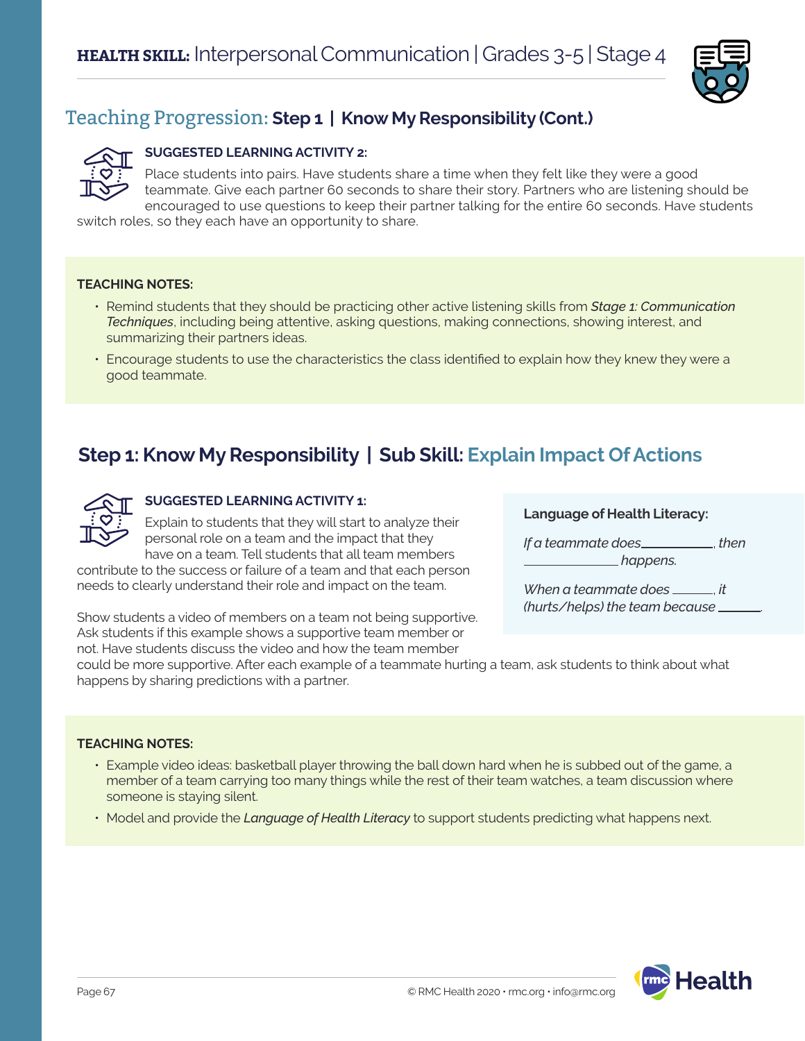## Teaching Progression: **Step 1 | Know My Responsibility (Cont.)**

**SUGGESTED LEARNING ACTIVITY 2:**

Place students into pairs. Have students share a time when they felt like they were a good teammate. Give each partner 60 seconds to share their story. Partners who are listening should be encouraged to use questions to keep their partner talking for the entire 60 seconds. Have students switch roles, so they each have an opportunity to share.

**TEACHING NOTES:**

- Remind students that they should be practicing other active listening skills from ***Stage 1: Communication Techniques***, including being attentive, asking questions, making connections, showing interest, and summarizing their partners ideas.
- Encourage students to use the characteristics the class identified to explain how they knew they were a good teammate.

## Step 1: Know My Responsibility | Sub Skill: Explain Impact Of Actions

**SUGGESTED LEARNING ACTIVITY 1:**

Explain to students that they will start to analyze their personal role on a team and the impact that they have on a team. Tell students that all team members contribute to the success or failure of a team and that each person needs to clearly understand their role and impact on the team.

Show students a video of members on a team not being supportive. Ask students if this example shows a supportive team member or not. Have students discuss the video and how the team member could be more supportive. After each example of a teammate hurting a team, ask students to think about what happens by sharing predictions with a partner.

**Language of Health Literacy:**

*If a teammate does__________, then __________ happens.*

*When a teammate does ______, it (hurts/helps) the team because ______.*

**TEACHING NOTES:**

- Example video ideas: basketball player throwing the ball down hard when he is subbed out of the game, a member of a team carrying too many things while the rest of their team watches, a team discussion where someone is staying silent.
- Model and provide the ***Language of Health Literacy*** to support students predicting what happens next.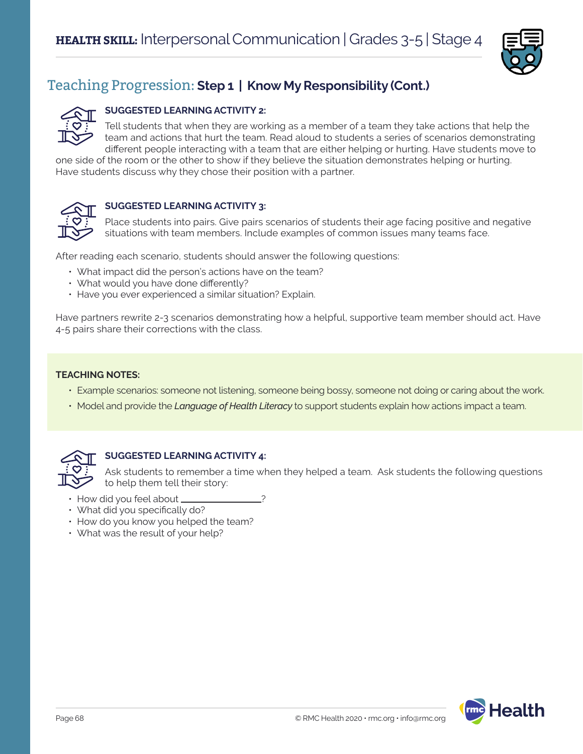## Teaching Progression: **Step 1 | Know My Responsibility (Cont.)**

**SUGGESTED LEARNING ACTIVITY 2:**

Tell students that when they are working as a member of a team they take actions that help the team and actions that hurt the team. Read aloud to students a series of scenarios demonstrating different people interacting with a team that are either helping or hurting. Have students move to one side of the room or the other to show if they believe the situation demonstrates helping or hurting. Have students discuss why they chose their position with a partner.

**SUGGESTED LEARNING ACTIVITY 3:**

Place students into pairs. Give pairs scenarios of students their age facing positive and negative situations with team members. Include examples of common issues many teams face.

After reading each scenario, students should answer the following questions:

- What impact did the person's actions have on the team?
- What would you have done differently?
- Have you ever experienced a similar situation? Explain.

Have partners rewrite 2-3 scenarios demonstrating how a helpful, supportive team member should act. Have 4-5 pairs share their corrections with the class.

**TEACHING NOTES:**

- Example scenarios: someone not listening, someone being bossy, someone not doing or caring about the work.
- Model and provide the ***Language of Health Literacy*** to support students explain how actions impact a team.

**SUGGESTED LEARNING ACTIVITY 4:**

Ask students to remember a time when they helped a team. Ask students the following questions to help them tell their story:

- How did you feel about ________________?
- What did you specifically do?
- How do you know you helped the team?
- What was the result of your help?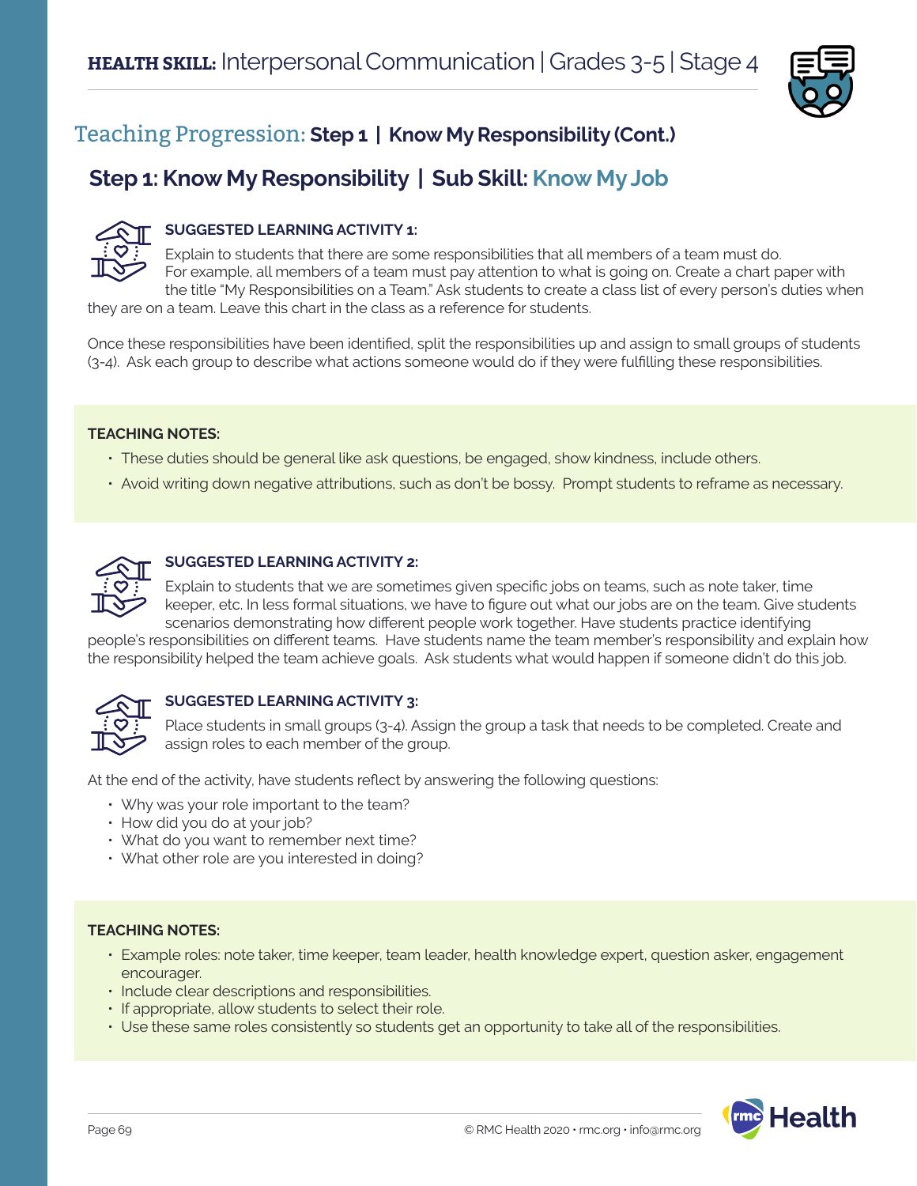# HEALTH SKILL: Interpersonal Communication | Grades 3-5 | Stage 4

## Teaching Progression: Step 1 | Know My Responsibility (Cont.)

### Step 1: Know My Responsibility | Sub Skill: Know My Job

**SUGGESTED LEARNING ACTIVITY 1:**

Explain to students that there are some responsibilities that all members of a team must do. For example, all members of a team must pay attention to what is going on. Create a chart paper with the title "My Responsibilities on a Team." Ask students to create a class list of every person's duties when they are on a team. Leave this chart in the class as a reference for students.

Once these responsibilities have been identified, split the responsibilities up and assign to small groups of students (3-4). Ask each group to describe what actions someone would do if they were fulfilling these responsibilities.

**TEACHING NOTES:**

- These duties should be general like ask questions, be engaged, show kindness, include others.
- Avoid writing down negative attributions, such as don't be bossy. Prompt students to reframe as necessary.

**SUGGESTED LEARNING ACTIVITY 2:**

Explain to students that we are sometimes given specific jobs on teams, such as note taker, time keeper, etc. In less formal situations, we have to figure out what our jobs are on the team. Give students scenarios demonstrating how different people work together. Have students practice identifying people's responsibilities on different teams. Have students name the team member's responsibility and explain how the responsibility helped the team achieve goals. Ask students what would happen if someone didn't do this job.

**SUGGESTED LEARNING ACTIVITY 3:**

Place students in small groups (3-4). Assign the group a task that needs to be completed. Create and assign roles to each member of the group.

At the end of the activity, have students reflect by answering the following questions:

- Why was your role important to the team?
- How did you do at your job?
- What do you want to remember next time?
- What other role are you interested in doing?

**TEACHING NOTES:**

- Example roles: note taker, time keeper, team leader, health knowledge expert, question asker, engagement encourager.
- Include clear descriptions and responsibilities.
- If appropriate, allow students to select their role.
- Use these same roles consistently so students get an opportunity to take all of the responsibilities.